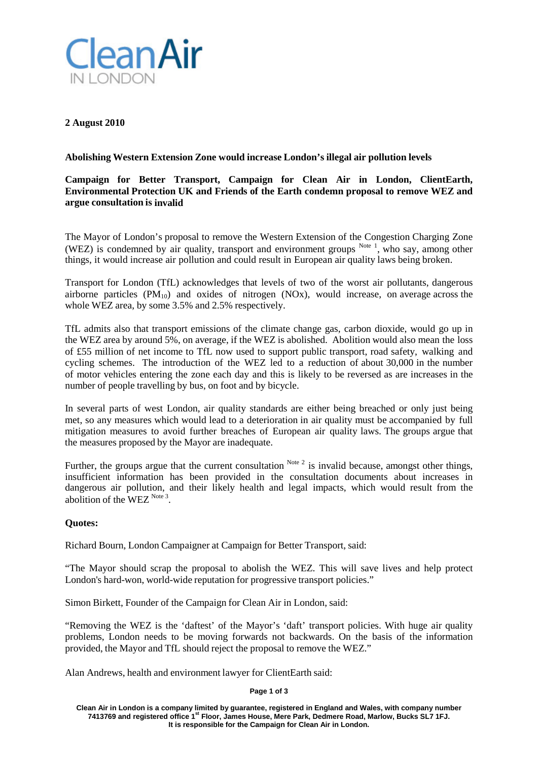**2 August 2010**

**Abolishing Western Extension Zone would increase London's illegal air pollution levels**

**Campaign for Better Transport, Campaign for Clean Air in London, ClientEarth, Environmental Protection UK and Friends of the Earth condemn proposal to remove WEZ and argue consultation is invalid**

The Mayor of London's proposal to remove the Western Extension of the Congestion Charging Zone (WEZ) is condemned by air quality, transport and environment groups [Note 1], who say, among other things, it would increase air pollution and could result in European air quality laws being broken.

Transport for London (TfL) acknowledges that levels of two of the worst air pollutants, dangerous airborne particles ($PM_{10}$) and oxides of nitrogen (NOx), would increase, on average across the whole WEZ area, by some 3.5% and 2.5% respectively.

TfL admits also that transport emissions of the climate change gas, carbon dioxide, would go up in the WEZ area by around 5%, on average, if the WEZ is abolished. Abolition would also mean the loss of £55 million of net income to TfL now used to support public transport, road safety, walking and cycling schemes. The introduction of the WEZ led to a reduction of about 30,000 in the number of motor vehicles entering the zone each day and this is likely to be reversed as are increases in the number of people travelling by bus, on foot and by bicycle.

In several parts of west London, air quality standards are either being breached or only just being met, so any measures which would lead to a deterioration in air quality must be accompanied by full mitigation measures to avoid further breaches of European air quality laws. The groups argue that the measures proposed by the Mayor are inadequate.

Further, the groups argue that the current consultation [Note 2] is invalid because, amongst other things, insufficient information has been provided in the consultation documents about increases in dangerous air pollution, and their likely health and legal impacts, which would result from the abolition of the WEZ [Note 3].

**Quotes:**

Richard Bourn, London Campaigner at Campaign for Better Transport, said:

"The Mayor should scrap the proposal to abolish the WEZ. This will save lives and help protect London's hard-won, world-wide reputation for progressive transport policies."

Simon Birkett, Founder of the Campaign for Clean Air in London, said:

"Removing the WEZ is the 'daftest' of the Mayor's 'daft' transport policies. With huge air quality problems, London needs to be moving forwards not backwards. On the basis of the information provided, the Mayor and TfL should reject the proposal to remove the WEZ."

Alan Andrews, health and environment lawyer for ClientEarth said: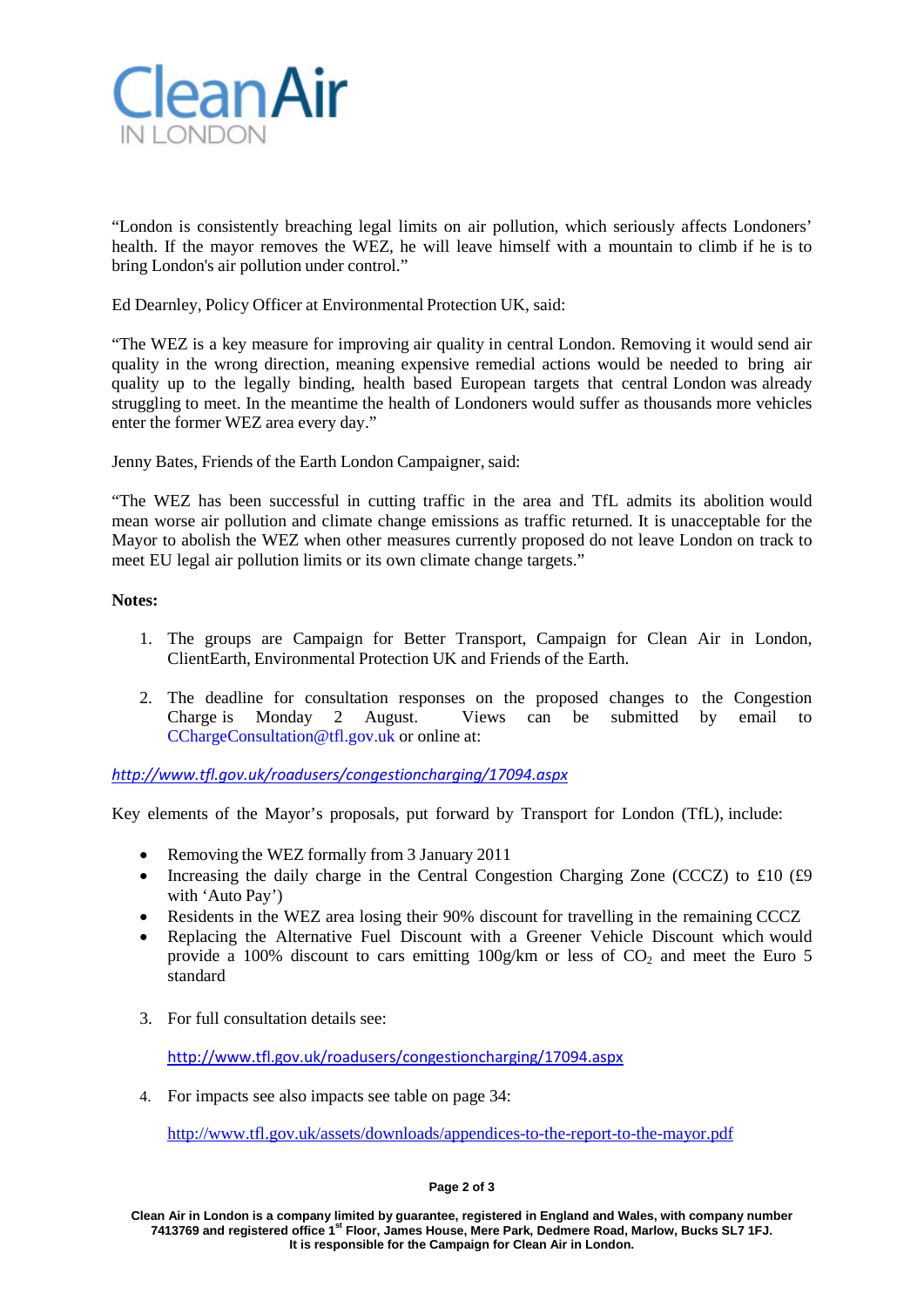"London is consistently breaching legal limits on air pollution, which seriously affects Londoners' health. If the mayor removes the WEZ, he will leave himself with a mountain to climb if he is to bring London's air pollution under control."

Ed Dearnley, Policy Officer at Environmental Protection UK, said:

"The WEZ is a key measure for improving air quality in central London. Removing it would send air quality in the wrong direction, meaning expensive remedial actions would be needed to bring air quality up to the legally binding, health based European targets that central London was already struggling to meet. In the meantime the health of Londoners would suffer as thousands more vehicles enter the former WEZ area every day."

Jenny Bates, Friends of the Earth London Campaigner, said:

"The WEZ has been successful in cutting traffic in the area and TfL admits its abolition would mean worse air pollution and climate change emissions as traffic returned. It is unacceptable for the Mayor to abolish the WEZ when other measures currently proposed do not leave London on track to meet EU legal air pollution limits or its own climate change targets."

**Notes:**

1. The groups are Campaign for Better Transport, Campaign for Clean Air in London, ClientEarth, Environmental Protection UK and Friends of the Earth.

2. The deadline for consultation responses on the proposed changes to the Congestion Charge is Monday 2 August. Views can be submitted by email to CChargeConsultation@tfl.gov.uk or online at:

*http://www.tfl.gov.uk/roadusers/congestioncharging/17094.aspx*

Key elements of the Mayor's proposals, put forward by Transport for London (TfL), include:

- Removing the WEZ formally from 3 January 2011
- Increasing the daily charge in the Central Congestion Charging Zone (CCCZ) to £10 (£9 with 'Auto Pay')
- Residents in the WEZ area losing their 90% discount for travelling in the remaining CCCZ
- Replacing the Alternative Fuel Discount with a Greener Vehicle Discount which would provide a 100% discount to cars emitting 100g/km or less of $CO_2$ and meet the Euro 5 standard

3. For full consultation details see:

   http://www.tfl.gov.uk/roadusers/congestioncharging/17094.aspx

4. For impacts see also impacts see table on page 34:

   http://www.tfl.gov.uk/assets/downloads/appendices-to-the-report-to-the-mayor.pdf

**Clean Air in London is a company limited by guarantee, registered in England and Wales, with company number 7413769 and registered office 1st Floor, James House, Mere Park, Dedmere Road, Marlow, Bucks SL7 1FJ. It is responsible for the Campaign for Clean Air in London.**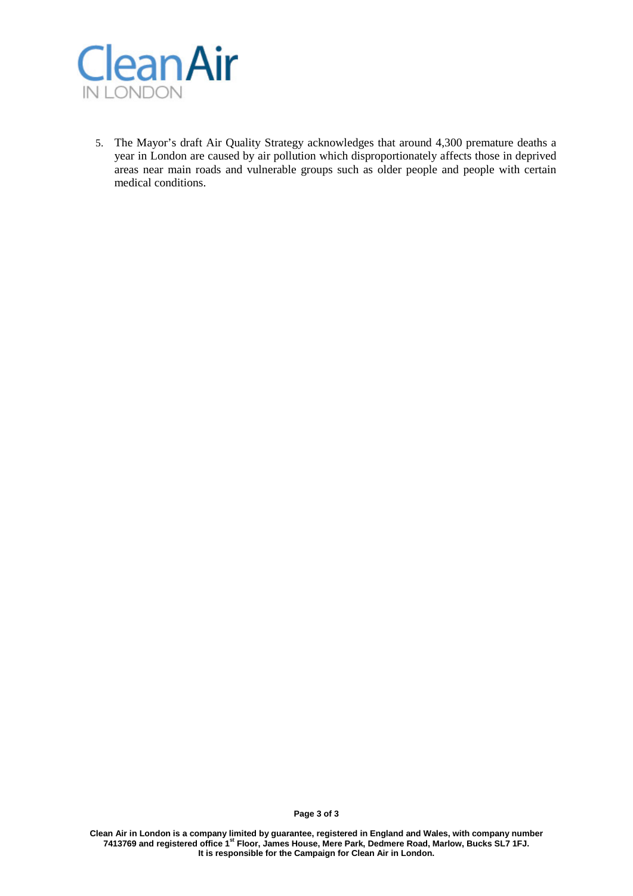5. The Mayor's draft Air Quality Strategy acknowledges that around 4,300 premature deaths a year in London are caused by air pollution which disproportionately affects those in deprived areas near main roads and vulnerable groups such as older people and people with certain medical conditions.